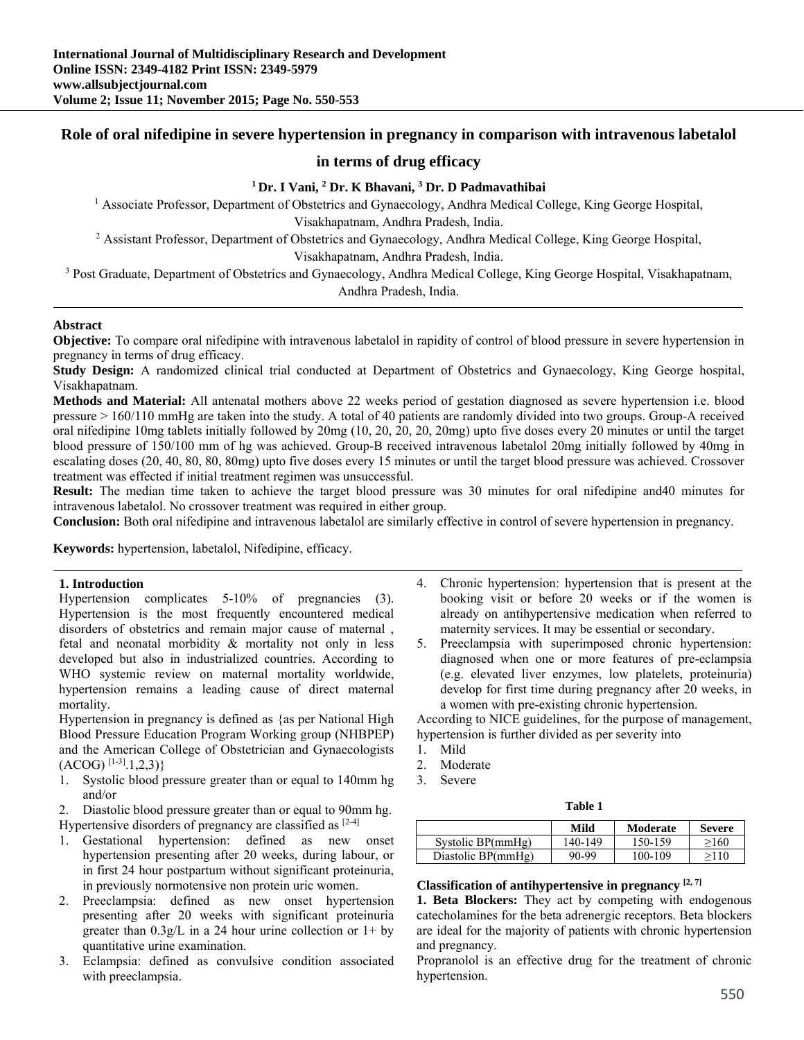# Role of oral nifedipine in severe hypertension in pregnancy in comparison with intravenous labetalol in terms of drug efficacy

**[1] Dr. I Vani, [2] Dr. K Bhavani, [3] Dr. D Padmavathibai**

[1] Associate Professor, Department of Obstetrics and Gynaecology, Andhra Medical College, King George Hospital, Visakhapatnam, Andhra Pradesh, India.

[2] Assistant Professor, Department of Obstetrics and Gynaecology, Andhra Medical College, King George Hospital, Visakhapatnam, Andhra Pradesh, India.

[3] Post Graduate, Department of Obstetrics and Gynaecology, Andhra Medical College, King George Hospital, Visakhapatnam, Andhra Pradesh, India.

## Abstract

**Objective:** To compare oral nifedipine with intravenous labetalol in rapidity of control of blood pressure in severe hypertension in pregnancy in terms of drug efficacy.

**Study Design:** A randomized clinical trial conducted at Department of Obstetrics and Gynaecology, King George hospital, Visakhapatnam.

**Methods and Material:** All antenatal mothers above 22 weeks period of gestation diagnosed as severe hypertension i.e. blood pressure > 160/110 mmHg are taken into the study. A total of 40 patients are randomly divided into two groups. Group-A received oral nifedipine 10mg tablets initially followed by 20mg (10, 20, 20, 20, 20mg) upto five doses every 20 minutes or until the target blood pressure of 150/100 mm of hg was achieved. Group-B received intravenous labetalol 20mg initially followed by 40mg in escalating doses (20, 40, 80, 80, 80mg) upto five doses every 15 minutes or until the target blood pressure was achieved. Crossover treatment was effected if initial treatment regimen was unsuccessful.

**Result:** The median time taken to achieve the target blood pressure was 30 minutes for oral nifedipine and40 minutes for intravenous labetalol. No crossover treatment was required in either group.

**Conclusion:** Both oral nifedipine and intravenous labetalol are similarly effective in control of severe hypertension in pregnancy.

**Keywords:** hypertension, labetalol, Nifedipine, efficacy.

## 1. Introduction

Hypertension complicates 5-10% of pregnancies (3). Hypertension is the most frequently encountered medical disorders of obstetrics and remain major cause of maternal , fetal and neonatal morbidity & mortality not only in less developed but also in industrialized countries. According to WHO systemic review on maternal mortality worldwide, hypertension remains a leading cause of direct maternal mortality.

Hypertension in pregnancy is defined as {as per National High Blood Pressure Education Program Working group (NHBPEP) and the American College of Obstetrician and Gynaecologists (ACOG) [1-3].1,2,3)}

1. Systolic blood pressure greater than or equal to 140mm hg and/or
2. Diastolic blood pressure greater than or equal to 90mm hg.

Hypertensive disorders of pregnancy are classified as [2-4]

1. Gestational hypertension: defined as new onset hypertension presenting after 20 weeks, during labour, or in first 24 hour postpartum without significant proteinuria, in previously normotensive non protein uric women.
2. Preeclampsia: defined as new onset hypertension presenting after 20 weeks with significant proteinuria greater than 0.3g/L in a 24 hour urine collection or 1+ by quantitative urine examination.
3. Eclampsia: defined as convulsive condition associated with preeclampsia.
4. Chronic hypertension: hypertension that is present at the booking visit or before 20 weeks or if the women is already on antihypertensive medication when referred to maternity services. It may be essential or secondary.
5. Preeclampsia with superimposed chronic hypertension: diagnosed when one or more features of pre-eclampsia (e.g. elevated liver enzymes, low platelets, proteinuria) develop for first time during pregnancy after 20 weeks, in a women with pre-existing chronic hypertension.

According to NICE guidelines, for the purpose of management, hypertension is further divided as per severity into

1. Mild
2. Moderate
3. Severe

**Table 1**

| | Mild | Moderate | Severe |
|---|---|---|---|
| Systolic BP(mmHg) | 140-149 | 150-159 | ≥160 |
| Diastolic BP(mmHg) | 90-99 | 100-109 | ≥110 |

### Classification of antihypertensive in pregnancy [2, 7]

**1. Beta Blockers:** They act by competing with endogenous catecholamines for the beta adrenergic receptors. Beta blockers are ideal for the majority of patients with chronic hypertension and pregnancy.

Propranolol is an effective drug for the treatment of chronic hypertension.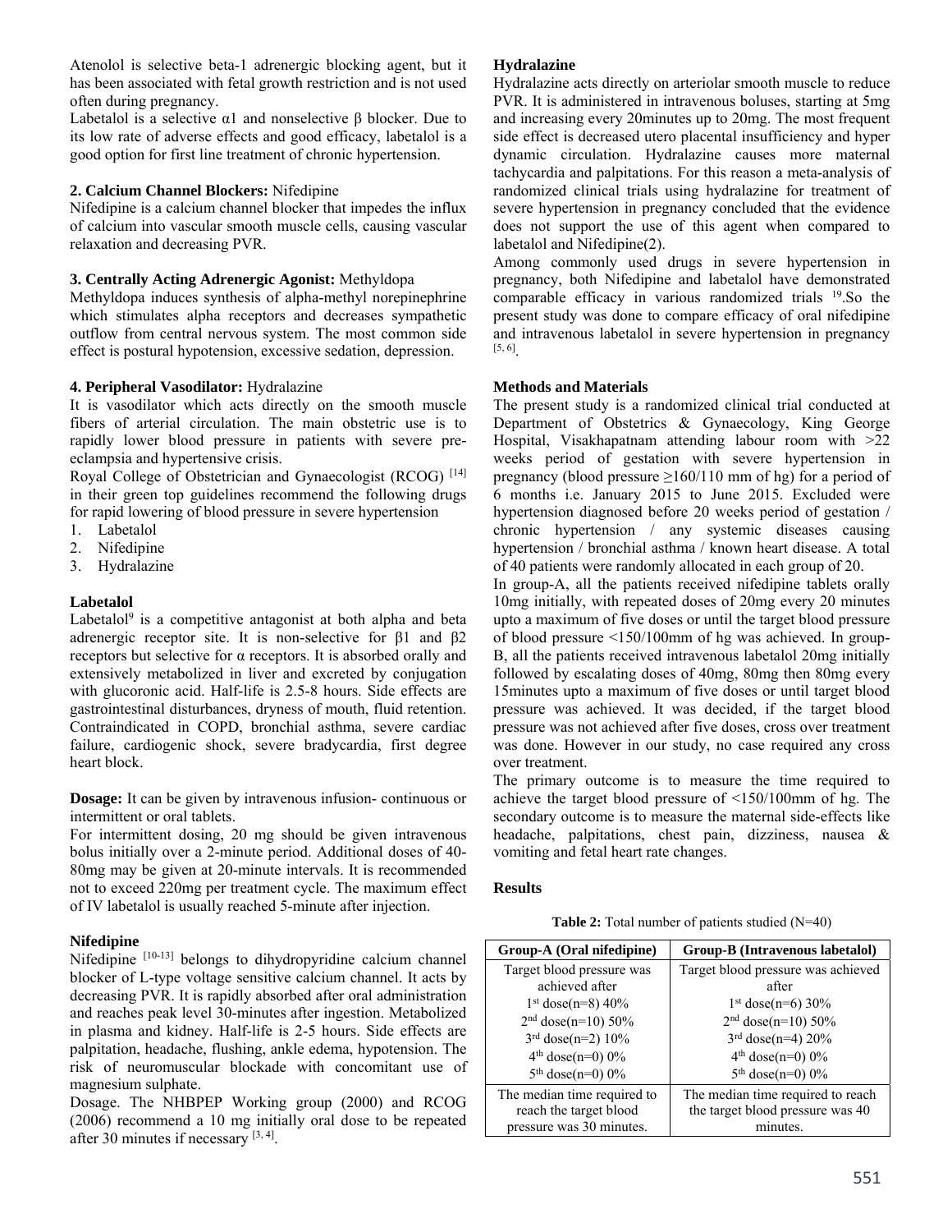Atenolol is selective beta-1 adrenergic blocking agent, but it has been associated with fetal growth restriction and is not used often during pregnancy.

Labetalol is a selective α1 and nonselective β blocker. Due to its low rate of adverse effects and good efficacy, labetalol is a good option for first line treatment of chronic hypertension.

**2. Calcium Channel Blockers:** Nifedipine

Nifedipine is a calcium channel blocker that impedes the influx of calcium into vascular smooth muscle cells, causing vascular relaxation and decreasing PVR.

**3. Centrally Acting Adrenergic Agonist:** Methyldopa

Methyldopa induces synthesis of alpha-methyl norepinephrine which stimulates alpha receptors and decreases sympathetic outflow from central nervous system. The most common side effect is postural hypotension, excessive sedation, depression.

**4. Peripheral Vasodilator:** Hydralazine

It is vasodilator which acts directly on the smooth muscle fibers of arterial circulation. The main obstetric use is to rapidly lower blood pressure in patients with severe pre-eclampsia and hypertensive crisis.

Royal College of Obstetrician and Gynaecologist (RCOG) [14] in their green top guidelines recommend the following drugs for rapid lowering of blood pressure in severe hypertension

1. Labetalol
2. Nifedipine
3. Hydralazine

**Labetalol**

Labetalol[9] is a competitive antagonist at both alpha and beta adrenergic receptor site. It is non-selective for β1 and β2 receptors but selective for α receptors. It is absorbed orally and extensively metabolized in liver and excreted by conjugation with glucoronic acid. Half-life is 2.5-8 hours. Side effects are gastrointestinal disturbances, dryness of mouth, fluid retention. Contraindicated in COPD, bronchial asthma, severe cardiac failure, cardiogenic shock, severe bradycardia, first degree heart block.

**Dosage:** It can be given by intravenous infusion- continuous or intermittent or oral tablets.

For intermittent dosing, 20 mg should be given intravenous bolus initially over a 2-minute period. Additional doses of 40-80mg may be given at 20-minute intervals. It is recommended not to exceed 220mg per treatment cycle. The maximum effect of IV labetalol is usually reached 5-minute after injection.

**Nifedipine**

Nifedipine [10-13] belongs to dihydropyridine calcium channel blocker of L-type voltage sensitive calcium channel. It acts by decreasing PVR. It is rapidly absorbed after oral administration and reaches peak level 30-minutes after ingestion. Metabolized in plasma and kidney. Half-life is 2-5 hours. Side effects are palpitation, headache, flushing, ankle edema, hypotension. The risk of neuromuscular blockade with concomitant use of magnesium sulphate.

Dosage. The NHBPEP Working group (2000) and RCOG (2006) recommend a 10 mg initially oral dose to be repeated after 30 minutes if necessary [3, 4].

**Hydralazine**

Hydralazine acts directly on arteriolar smooth muscle to reduce PVR. It is administered in intravenous boluses, starting at 5mg and increasing every 20minutes up to 20mg. The most frequent side effect is decreased utero placental insufficiency and hyper dynamic circulation. Hydralazine causes more maternal tachycardia and palpitations. For this reason a meta-analysis of randomized clinical trials using hydralazine for treatment of severe hypertension in pregnancy concluded that the evidence does not support the use of this agent when compared to labetalol and Nifedipine(2).

Among commonly used drugs in severe hypertension in pregnancy, both Nifedipine and labetalol have demonstrated comparable efficacy in various randomized trials [19].So the present study was done to compare efficacy of oral nifedipine and intravenous labetalol in severe hypertension in pregnancy [5, 6].

**Methods and Materials**

The present study is a randomized clinical trial conducted at Department of Obstetrics & Gynaecology, King George Hospital, Visakhapatnam attending labour room with >22 weeks period of gestation with severe hypertension in pregnancy (blood pressure ≥160/110 mm of hg) for a period of 6 months i.e. January 2015 to June 2015. Excluded were hypertension diagnosed before 20 weeks period of gestation / chronic hypertension / any systemic diseases causing hypertension / bronchial asthma / known heart disease. A total of 40 patients were randomly allocated in each group of 20.

In group-A, all the patients received nifedipine tablets orally 10mg initially, with repeated doses of 20mg every 20 minutes upto a maximum of five doses or until the target blood pressure of blood pressure <150/100mm of hg was achieved. In group-B, all the patients received intravenous labetalol 20mg initially followed by escalating doses of 40mg, 80mg then 80mg every 15minutes upto a maximum of five doses or until target blood pressure was achieved. It was decided, if the target blood pressure was not achieved after five doses, cross over treatment was done. However in our study, no case required any cross over treatment.

The primary outcome is to measure the time required to achieve the target blood pressure of <150/100mm of hg. The secondary outcome is to measure the maternal side-effects like headache, palpitations, chest pain, dizziness, nausea & vomiting and fetal heart rate changes.

**Results**

**Table 2:** Total number of patients studied (N=40)

| Group-A (Oral nifedipine) | Group-B (Intravenous labetalol) |
|---|---|
| Target blood pressure was achieved after<br>1st dose(n=8) 40%<br>2nd dose(n=10) 50%<br>3rd dose(n=2) 10%<br>4th dose(n=0) 0%<br>5th dose(n=0) 0% | Target blood pressure was achieved after<br>1st dose(n=6) 30%<br>2nd dose(n=10) 50%<br>3rd dose(n=4) 20%<br>4th dose(n=0) 0%<br>5th dose(n=0) 0% |
| The median time required to reach the target blood pressure was 30 minutes. | The median time required to reach the target blood pressure was 40 minutes. |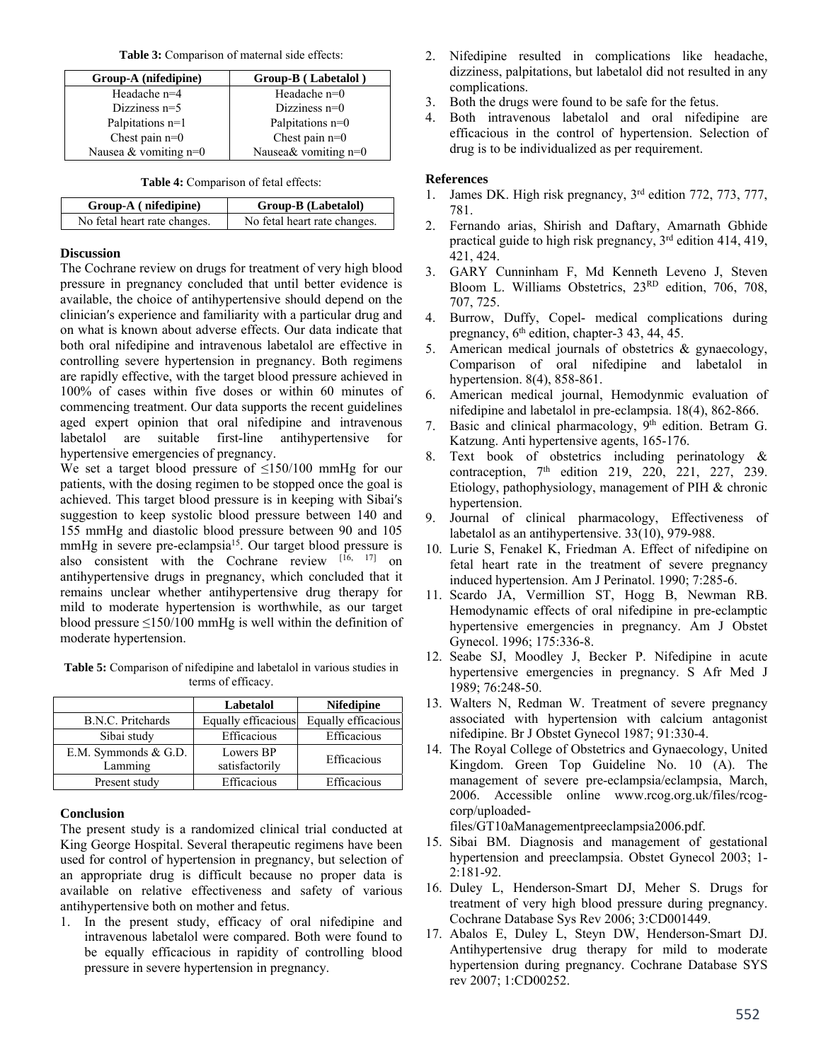**Table 3:** Comparison of maternal side effects:

| Group-A (nifedipine) | Group-B ( Labetalol ) |
|---|---|
| Headache n=4 | Headache n=0 |
| Dizziness n=5 | Dizziness n=0 |
| Palpitations n=1 | Palpitations n=0 |
| Chest pain n=0 | Chest pain n=0 |
| Nausea & vomiting n=0 | Nausea& vomiting n=0 |

**Table 4:** Comparison of fetal effects:

| Group-A ( nifedipine) | Group-B (Labetalol) |
|---|---|
| No fetal heart rate changes. | No fetal heart rate changes. |

## Discussion

The Cochrane review on drugs for treatment of very high blood pressure in pregnancy concluded that until better evidence is available, the choice of antihypertensive should depend on the clinician′s experience and familiarity with a particular drug and on what is known about adverse effects. Our data indicate that both oral nifedipine and intravenous labetalol are effective in controlling severe hypertension in pregnancy. Both regimens are rapidly effective, with the target blood pressure achieved in 100% of cases within five doses or within 60 minutes of commencing treatment. Our data supports the recent guidelines aged expert opinion that oral nifedipine and intravenous labetalol are suitable first-line antihypertensive for hypertensive emergencies of pregnancy.

We set a target blood pressure of ≤150/100 mmHg for our patients, with the dosing regimen to be stopped once the goal is achieved. This target blood pressure is in keeping with Sibai′s suggestion to keep systolic blood pressure between 140 and 155 mmHg and diastolic blood pressure between 90 and 105 mmHg in severe pre-eclampsia[15]. Our target blood pressure is also consistent with the Cochrane review [16, 17] on antihypertensive drugs in pregnancy, which concluded that it remains unclear whether antihypertensive drug therapy for mild to moderate hypertension is worthwhile, as our target blood pressure ≤150/100 mmHg is well within the definition of moderate hypertension.

**Table 5:** Comparison of nifedipine and labetalol in various studies in terms of efficacy.

| | Labetalol | Nifedipine |
|---|---|---|
| B.N.C. Pritchards | Equally efficacious | Equally efficacious |
| Sibai study | Efficacious | Efficacious |
| E.M. Symmonds & G.D. Lamming | Lowers BP satisfactorily | Efficacious |
| Present study | Efficacious | Efficacious |

## Conclusion

The present study is a randomized clinical trial conducted at King George Hospital. Several therapeutic regimens have been used for control of hypertension in pregnancy, but selection of an appropriate drug is difficult because no proper data is available on relative effectiveness and safety of various antihypertensive both on mother and fetus.

1. In the present study, efficacy of oral nifedipine and intravenous labetalol were compared. Both were found to be equally efficacious in rapidity of controlling blood pressure in severe hypertension in pregnancy.
2. Nifedipine resulted in complications like headache, dizziness, palpitations, but labetalol did not resulted in any complications.
3. Both the drugs were found to be safe for the fetus.
4. Both intravenous labetalol and oral nifedipine are efficacious in the control of hypertension. Selection of drug is to be individualized as per requirement.

## References

1. James DK. High risk pregnancy, 3rd edition 772, 773, 777, 781.
2. Fernando arias, Shirish and Daftary, Amarnath Gbhide practical guide to high risk pregnancy, 3rd edition 414, 419, 421, 424.
3. GARY Cunninham F, Md Kenneth Leveno J, Steven Bloom L. Williams Obstetrics, 23RD edition, 706, 708, 707, 725.
4. Burrow, Duffy, Copel- medical complications during pregnancy, 6th edition, chapter-3 43, 44, 45.
5. American medical journals of obstetrics & gynaecology, Comparison of oral nifedipine and labetalol in hypertension. 8(4), 858-861.
6. American medical journal, Hemodynmic evaluation of nifedipine and labetalol in pre-eclampsia. 18(4), 862-866.
7. Basic and clinical pharmacology, 9th edition. Betram G. Katzung. Anti hypertensive agents, 165-176.
8. Text book of obstetrics including perinatology & contraception, 7th edition 219, 220, 221, 227, 239. Etiology, pathophysiology, management of PIH & chronic hypertension.
9. Journal of clinical pharmacology, Effectiveness of labetalol as an antihypertensive. 33(10), 979-988.
10. Lurie S, Fenakel K, Friedman A. Effect of nifedipine on fetal heart rate in the treatment of severe pregnancy induced hypertension. Am J Perinatol. 1990; 7:285-6.
11. Scardo JA, Vermillion ST, Hogg B, Newman RB. Hemodynamic effects of oral nifedipine in pre-eclamptic hypertensive emergencies in pregnancy. Am J Obstet Gynecol. 1996; 175:336-8.
12. Seabe SJ, Moodley J, Becker P. Nifedipine in acute hypertensive emergencies in pregnancy. S Afr Med J 1989; 76:248-50.
13. Walters N, Redman W. Treatment of severe pregnancy associated with hypertension with calcium antagonist nifedipine. Br J Obstet Gynecol 1987; 91:330-4.
14. The Royal College of Obstetrics and Gynaecology, United Kingdom. Green Top Guideline No. 10 (A). The management of severe pre-eclampsia/eclampsia, March, 2006. Accessible online www.rcog.org.uk/files/rcog-corp/uploaded-files/GT10aManagementpreeclampsia2006.pdf.
15. Sibai BM. Diagnosis and management of gestational hypertension and preeclampsia. Obstet Gynecol 2003; 1-2:181-92.
16. Duley L, Henderson-Smart DJ, Meher S. Drugs for treatment of very high blood pressure during pregnancy. Cochrane Database Sys Rev 2006; 3:CD001449.
17. Abalos E, Duley L, Steyn DW, Henderson-Smart DJ. Antihypertensive drug therapy for mild to moderate hypertension during pregnancy. Cochrane Database SYS rev 2007; 1:CD00252.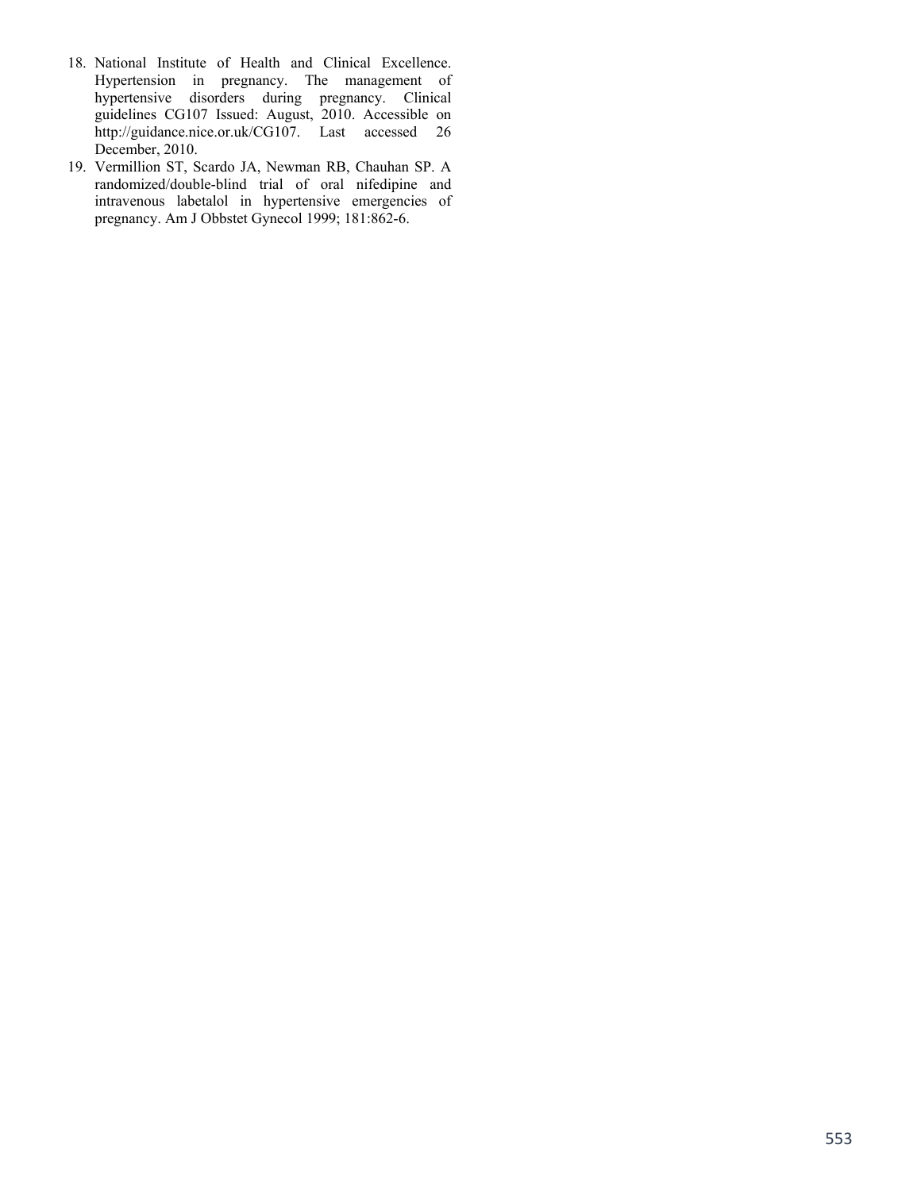18. National Institute of Health and Clinical Excellence. Hypertension in pregnancy. The management of hypertensive disorders during pregnancy. Clinical guidelines CG107 Issued: August, 2010. Accessible on http://guidance.nice.or.uk/CG107. Last accessed 26 December, 2010.
19. Vermillion ST, Scardo JA, Newman RB, Chauhan SP. A randomized/double-blind trial of oral nifedipine and intravenous labetalol in hypertensive emergencies of pregnancy. Am J Obbstet Gynecol 1999; 181:862-6.